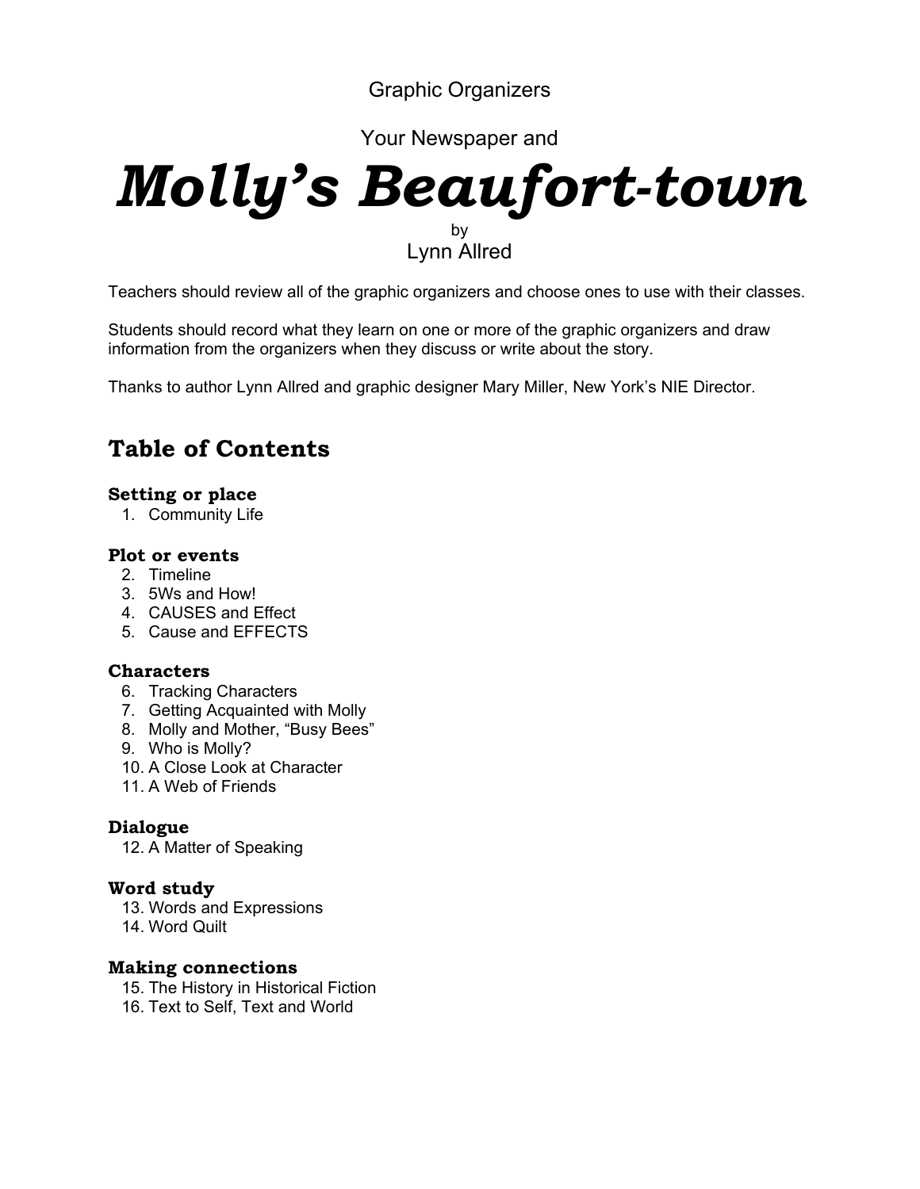Graphic Organizers

Your Newspaper and

# *Molly's Beaufort-town*

by

Lynn Allred

Teachers should review all of the graphic organizers and choose ones to use with their classes.

Students should record what they learn on one or more of the graphic organizers and draw information from the organizers when they discuss or write about the story.

Thanks to author Lynn Allred and graphic designer Mary Miller, New York's NIE Director.

## Table of Contents

### Setting or place

1. Community Life

### Plot or events

2. Timeline
3. 5Ws and How!
4. CAUSES and Effect
5. Cause and EFFECTS

### Characters

6. Tracking Characters
7. Getting Acquainted with Molly
8. Molly and Mother, "Busy Bees"
9. Who is Molly?
10. A Close Look at Character
11. A Web of Friends

### Dialogue

12. A Matter of Speaking

### Word study

13. Words and Expressions
14. Word Quilt

### Making connections

15. The History in Historical Fiction
16. Text to Self, Text and World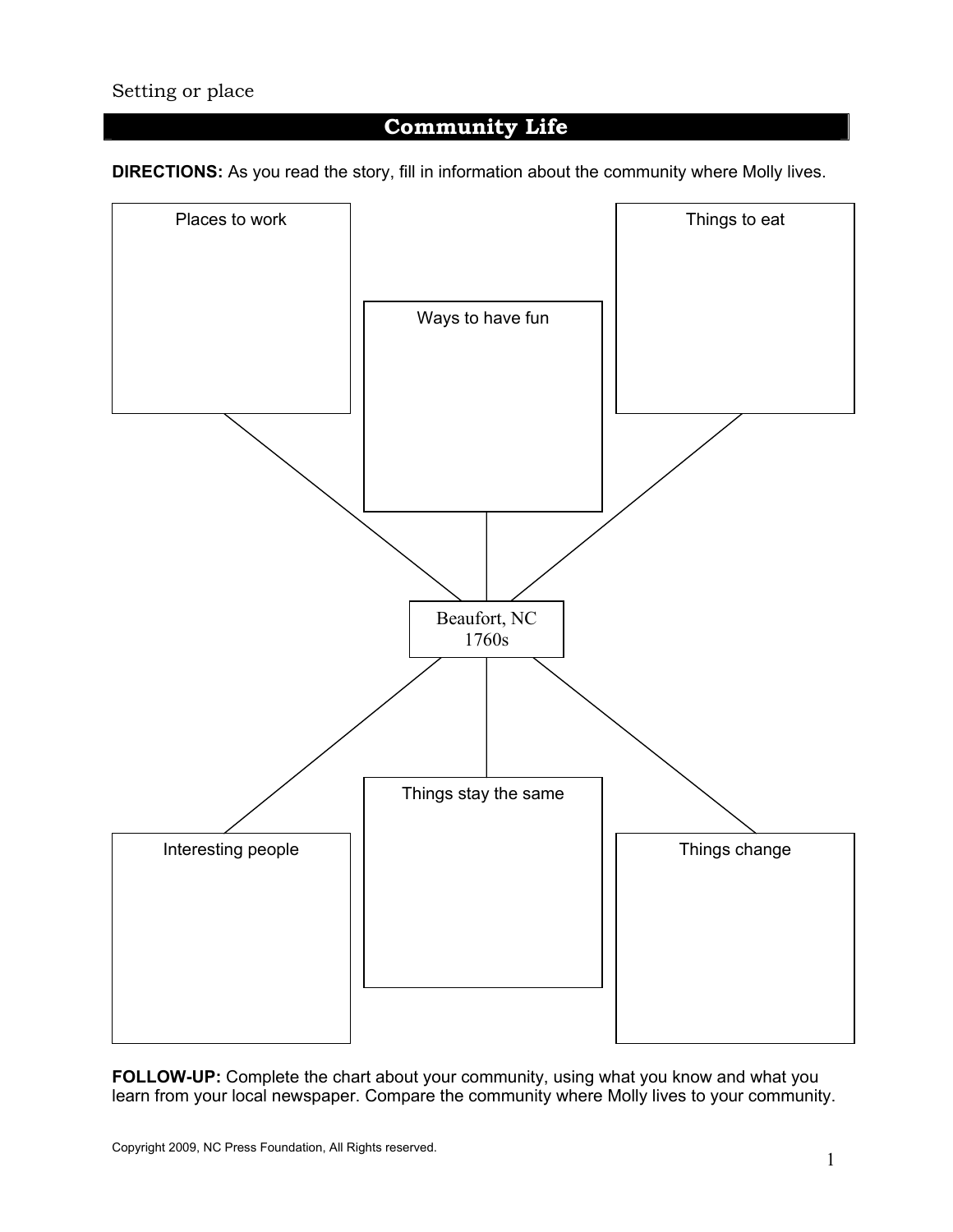Setting or place

## Community Life

**DIRECTIONS:** As you read the story, fill in information about the community where Molly lives.

Places to work

Ways to have fun

Things to eat

Beaufort, NC
1760s

Interesting people

Things stay the same

Things change

**FOLLOW-UP:** Complete the chart about your community, using what you know and what you learn from your local newspaper. Compare the community where Molly lives to your community.

Copyright 2009, NC Press Foundation, All Rights reserved.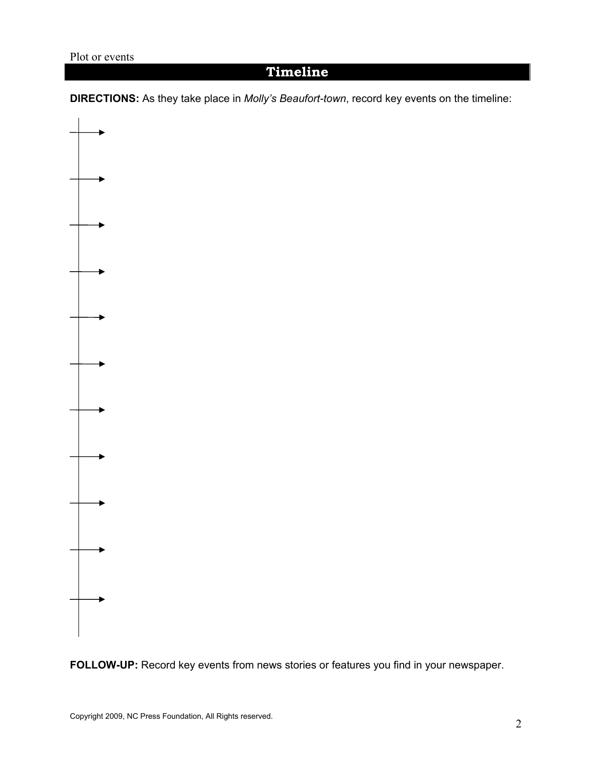Plot or events

# Timeline

**DIRECTIONS:** As they take place in *Molly's Beaufort-town*, record key events on the timeline:

→

→

→

→

→

→

→

→

→

→

→

**FOLLOW-UP:** Record key events from news stories or features you find in your newspaper.

Copyright 2009, NC Press Foundation, All Rights reserved.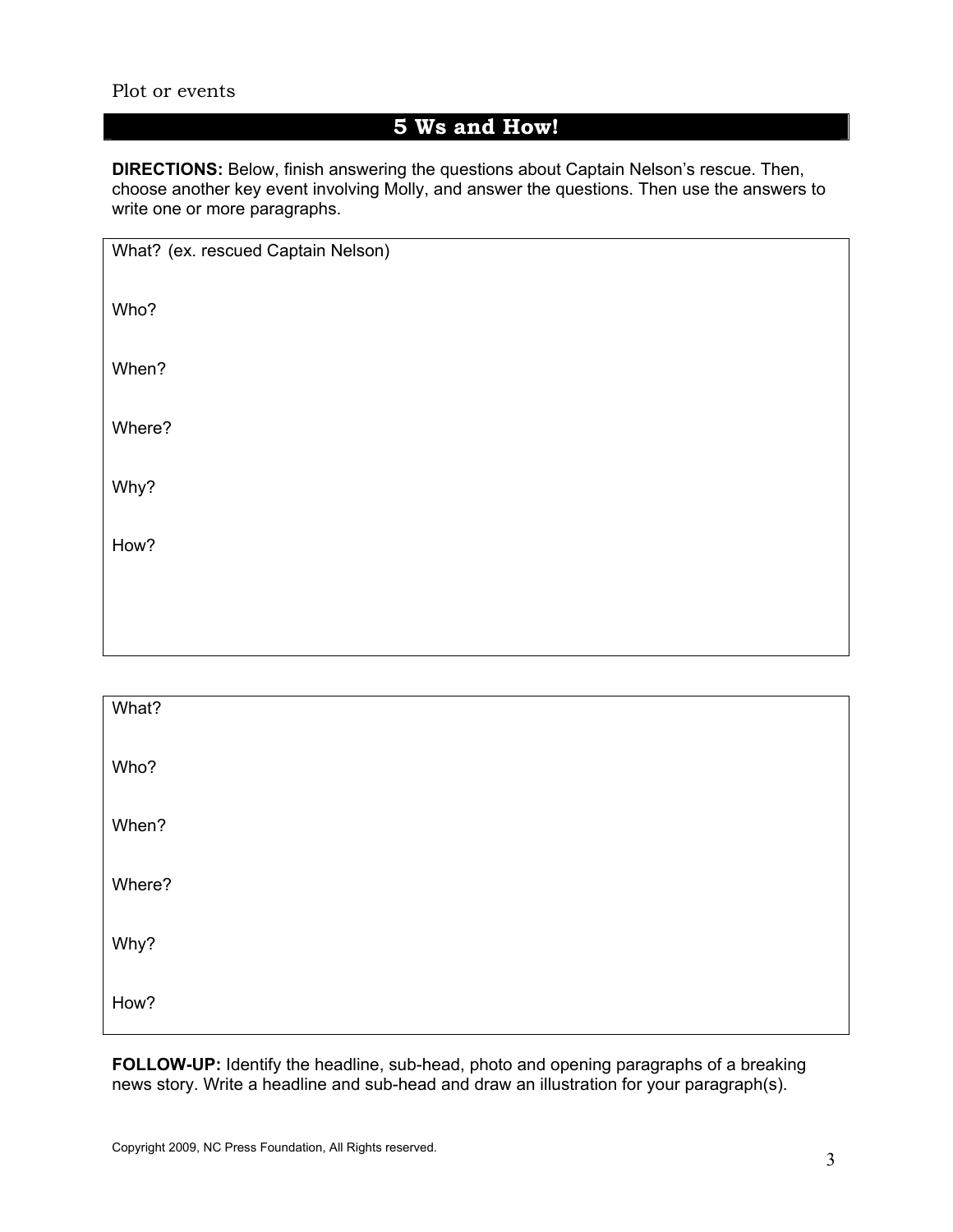Plot or events

## 5 Ws and How!

**DIRECTIONS:** Below, finish answering the questions about Captain Nelson's rescue. Then, choose another key event involving Molly, and answer the questions. Then use the answers to write one or more paragraphs.

What? (ex. rescued Captain Nelson)

Who?

When?

Where?

Why?

How?

What?

Who?

When?

Where?

Why?

How?

**FOLLOW-UP:** Identify the headline, sub-head, photo and opening paragraphs of a breaking news story. Write a headline and sub-head and draw an illustration for your paragraph(s).

Copyright 2009, NC Press Foundation, All Rights reserved.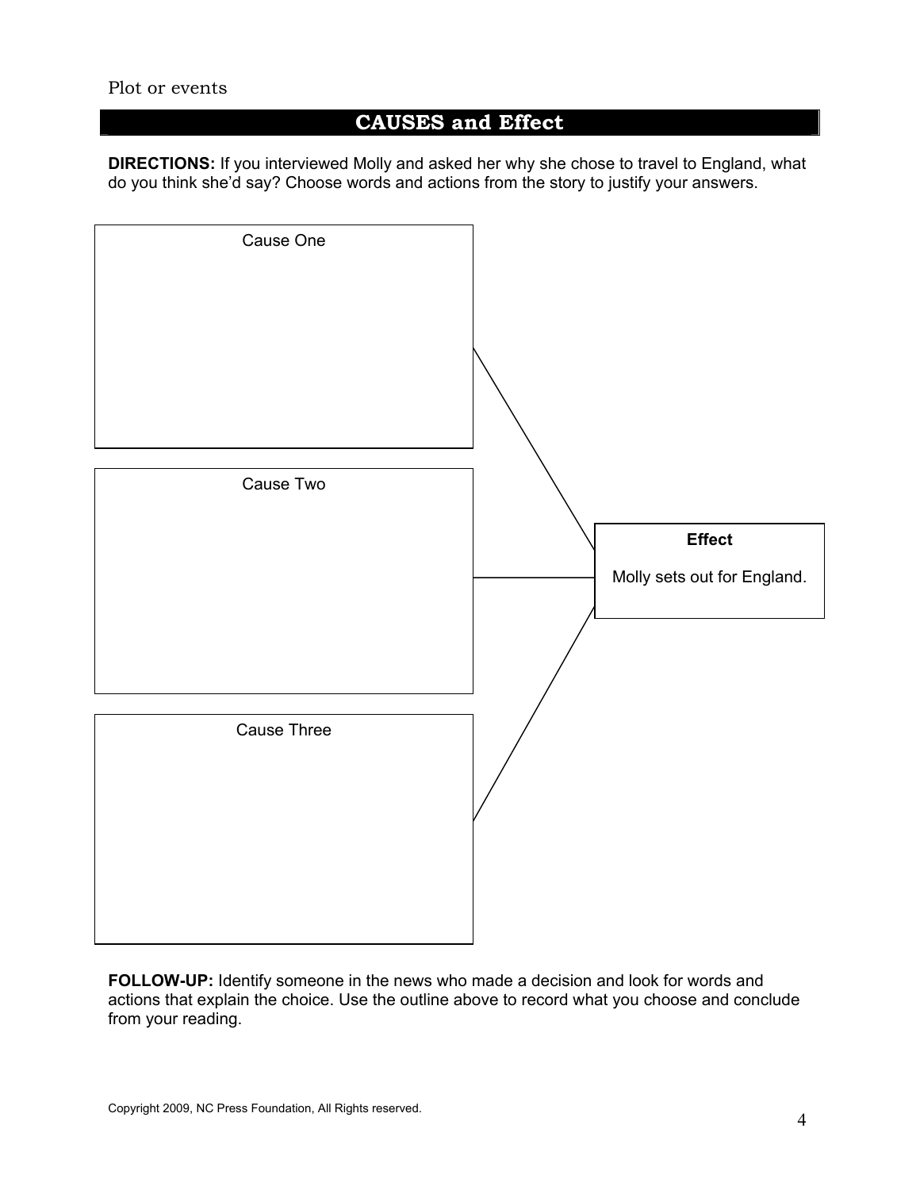Plot or events

## CAUSES and Effect

**DIRECTIONS:** If you interviewed Molly and asked her why she chose to travel to England, what do you think she'd say? Choose words and actions from the story to justify your answers.

Cause One

Cause Two

Cause Three

**Effect**

Molly sets out for England.

**FOLLOW-UP:** Identify someone in the news who made a decision and look for words and actions that explain the choice. Use the outline above to record what you choose and conclude from your reading.

Copyright 2009, NC Press Foundation, All Rights reserved.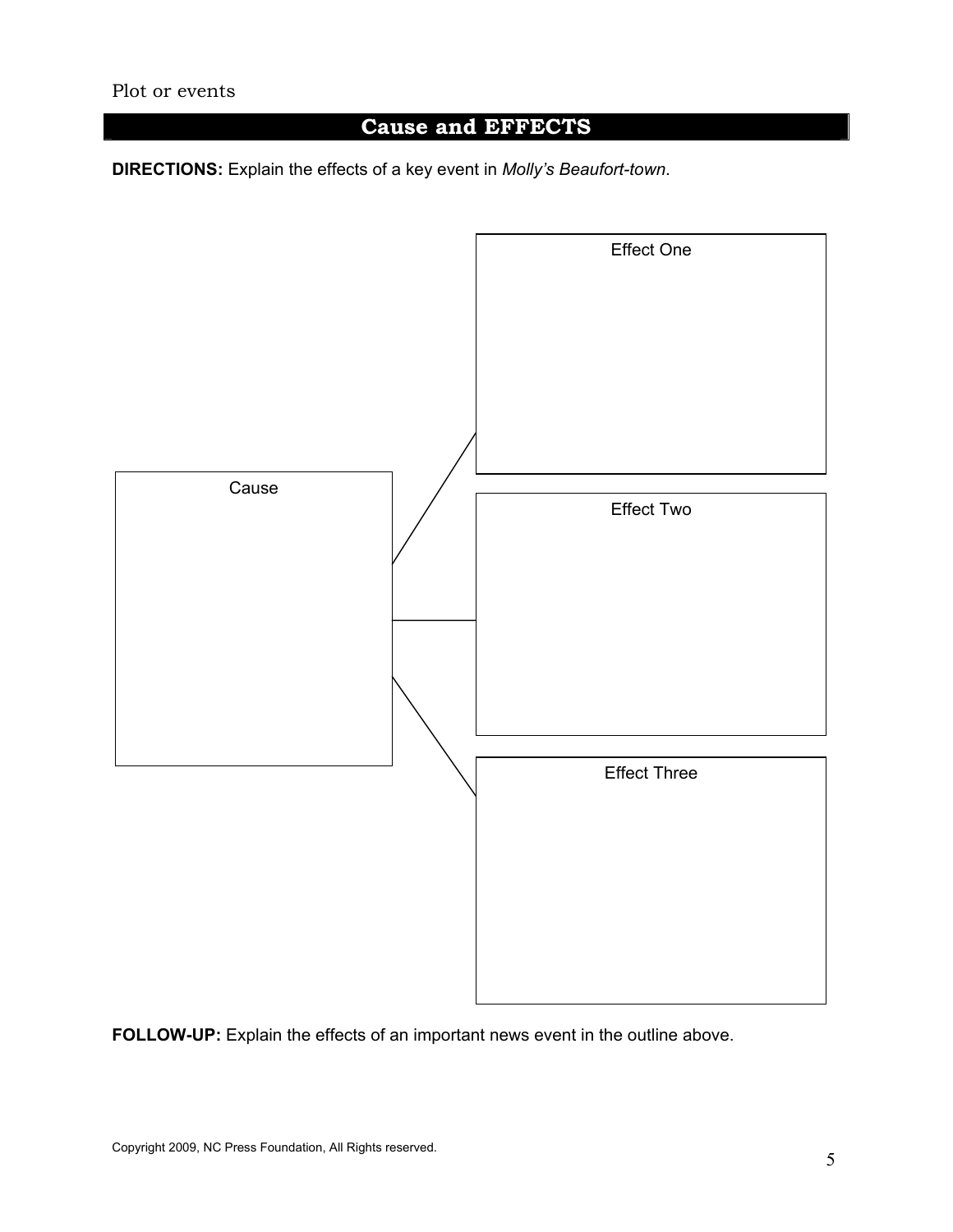Plot or events

## Cause and EFFECTS

**DIRECTIONS:** Explain the effects of a key event in *Molly's Beaufort-town*.

Cause

Effect One

Effect Two

Effect Three

**FOLLOW-UP:** Explain the effects of an important news event in the outline above.

Copyright 2009, NC Press Foundation, All Rights reserved.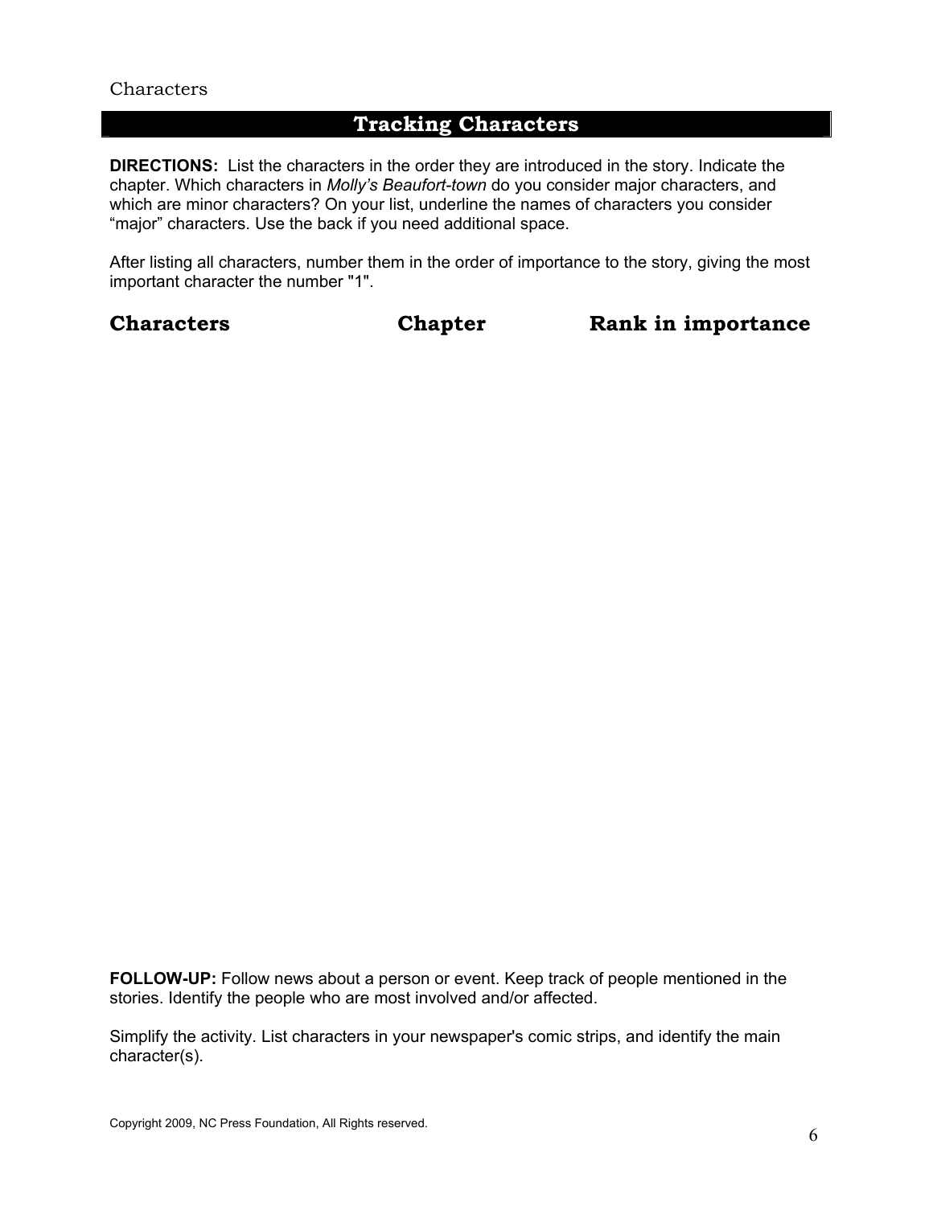Characters

## Tracking Characters

**DIRECTIONS:** List the characters in the order they are introduced in the story. Indicate the chapter. Which characters in *Molly's Beaufort-town* do you consider major characters, and which are minor characters? On your list, underline the names of characters you consider "major" characters. Use the back if you need additional space.

After listing all characters, number them in the order of importance to the story, giving the most important character the number "1".

| **Characters** | **Chapter** | **Rank in importance** |
|---|---|---|
| | | |

**FOLLOW-UP:** Follow news about a person or event. Keep track of people mentioned in the stories. Identify the people who are most involved and/or affected.

Simplify the activity. List characters in your newspaper's comic strips, and identify the main character(s).

Copyright 2009, NC Press Foundation, All Rights reserved.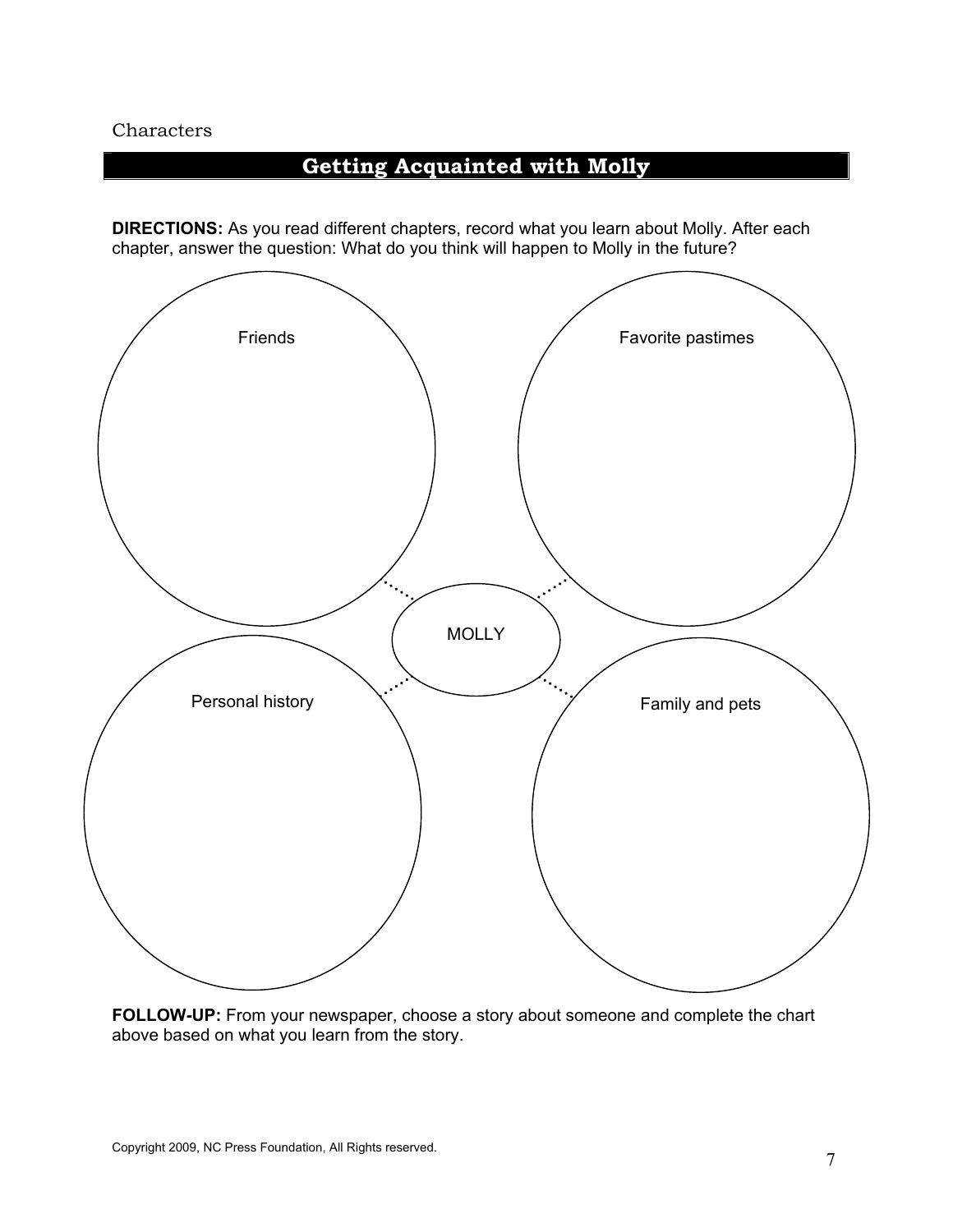Characters

## Getting Acquainted with Molly

**DIRECTIONS:** As you read different chapters, record what you learn about Molly. After each chapter, answer the question: What do you think will happen to Molly in the future?

Friends

Favorite pastimes

MOLLY

Personal history

Family and pets

**FOLLOW-UP:** From your newspaper, choose a story about someone and complete the chart above based on what you learn from the story.

Copyright 2009, NC Press Foundation, All Rights reserved.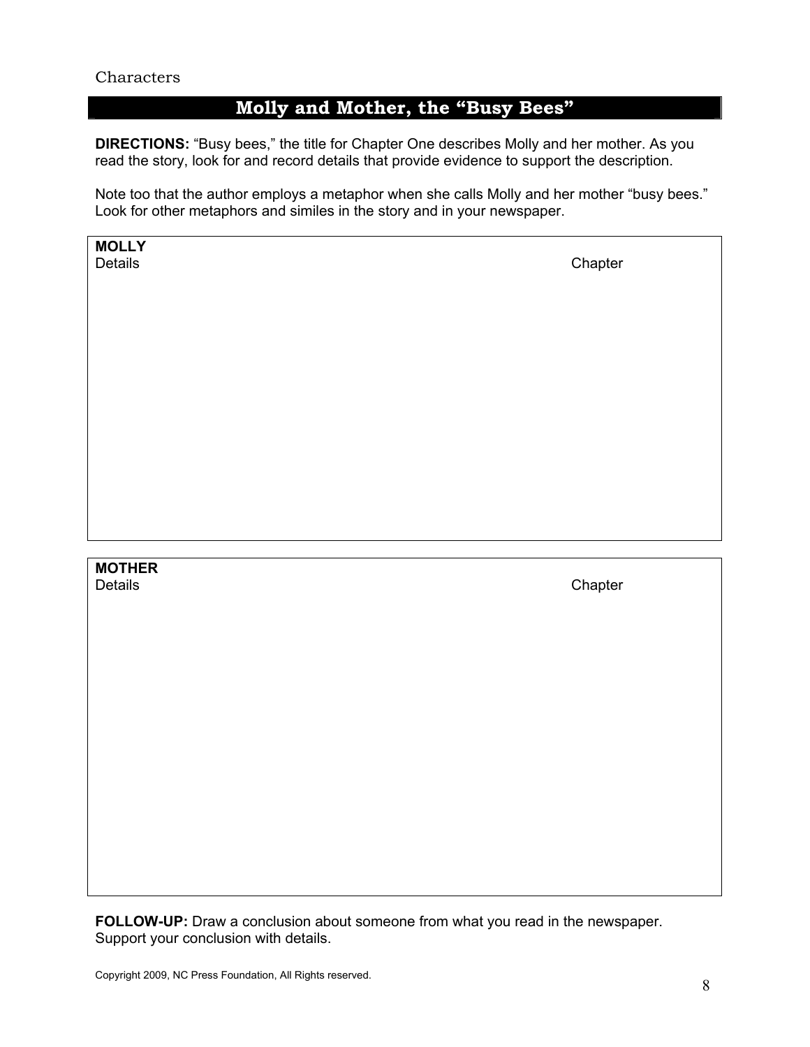Characters

## Molly and Mother, the "Busy Bees"

**DIRECTIONS:** "Busy bees," the title for Chapter One describes Molly and her mother. As you read the story, look for and record details that provide evidence to support the description.

Note too that the author employs a metaphor when she calls Molly and her mother "busy bees." Look for other metaphors and similes in the story and in your newspaper.

| **MOLLY**<br>Details | Chapter |
| --- | --- |
| | |

| **MOTHER**<br>Details | Chapter |
| --- | --- |
| | |

**FOLLOW-UP:** Draw a conclusion about someone from what you read in the newspaper. Support your conclusion with details.

Copyright 2009, NC Press Foundation, All Rights reserved.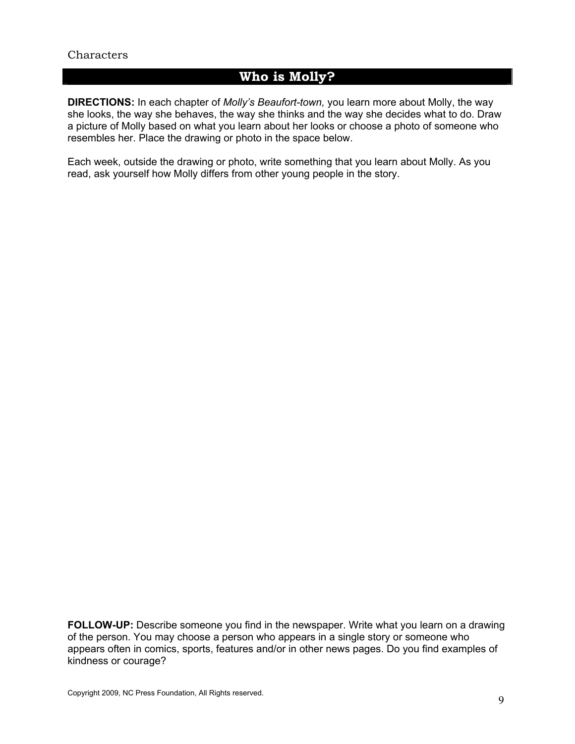Characters

## Who is Molly?

**DIRECTIONS:** In each chapter of *Molly's Beaufort-town,* you learn more about Molly, the way she looks, the way she behaves, the way she thinks and the way she decides what to do. Draw a picture of Molly based on what you learn about her looks or choose a photo of someone who resembles her. Place the drawing or photo in the space below.

Each week, outside the drawing or photo, write something that you learn about Molly. As you read, ask yourself how Molly differs from other young people in the story.

**FOLLOW-UP:** Describe someone you find in the newspaper. Write what you learn on a drawing of the person. You may choose a person who appears in a single story or someone who appears often in comics, sports, features and/or in other news pages. Do you find examples of kindness or courage?

Copyright 2009, NC Press Foundation, All Rights reserved.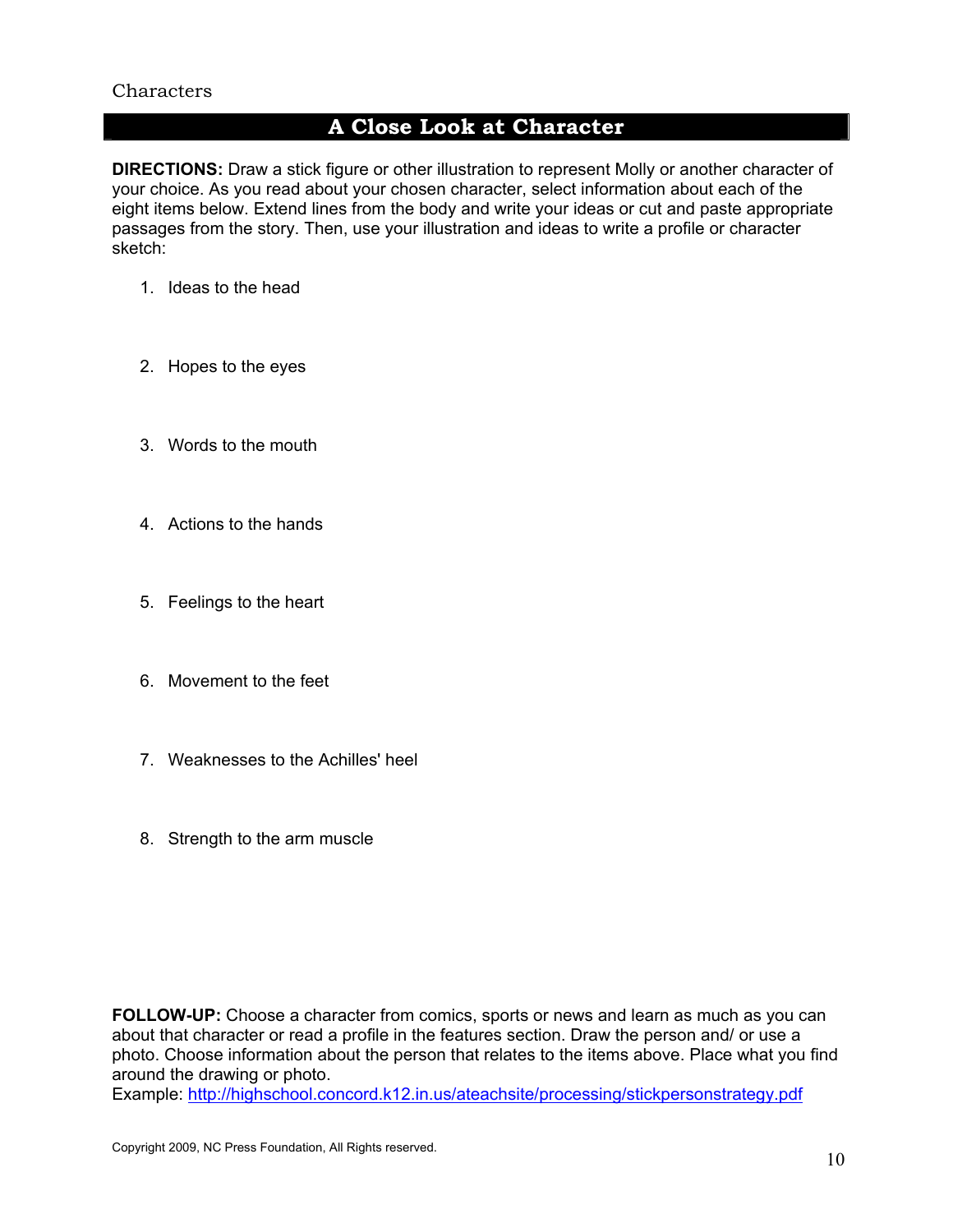Characters

# A Close Look at Character

**DIRECTIONS:** Draw a stick figure or other illustration to represent Molly or another character of your choice. As you read about your chosen character, select information about each of the eight items below. Extend lines from the body and write your ideas or cut and paste appropriate passages from the story. Then, use your illustration and ideas to write a profile or character sketch:

1. Ideas to the head
2. Hopes to the eyes
3. Words to the mouth
4. Actions to the hands
5. Feelings to the heart
6. Movement to the feet
7. Weaknesses to the Achilles' heel
8. Strength to the arm muscle

**FOLLOW-UP:** Choose a character from comics, sports or news and learn as much as you can about that character or read a profile in the features section. Draw the person and/ or use a photo. Choose information about the person that relates to the items above. Place what you find around the drawing or photo.
Example: http://highschool.concord.k12.in.us/ateachsite/processing/stickpersonstrategy.pdf

Copyright 2009, NC Press Foundation, All Rights reserved.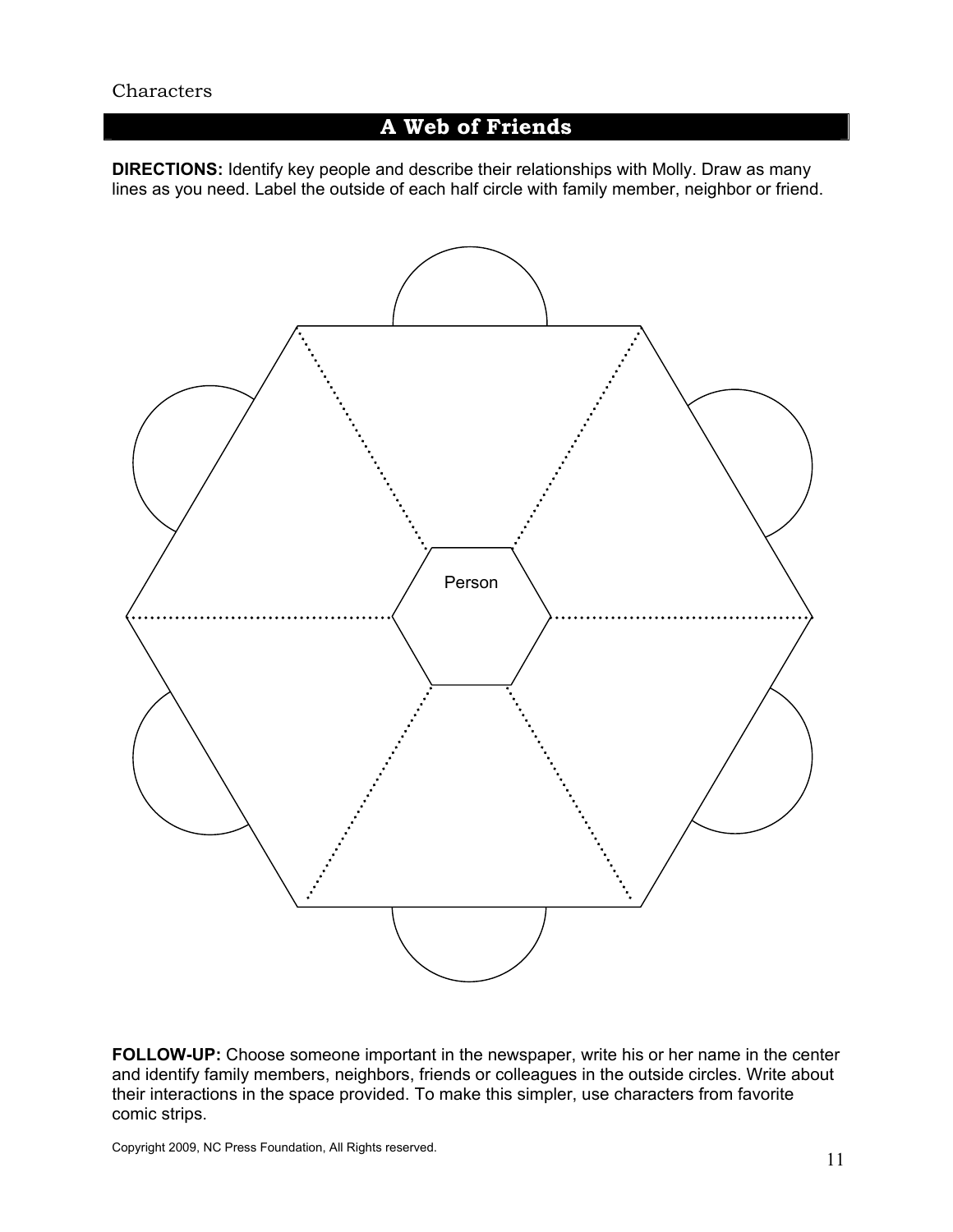Characters

## A Web of Friends

**DIRECTIONS:** Identify key people and describe their relationships with Molly. Draw as many lines as you need. Label the outside of each half circle with family member, neighbor or friend.

Person

**FOLLOW-UP:** Choose someone important in the newspaper, write his or her name in the center and identify family members, neighbors, friends or colleagues in the outside circles. Write about their interactions in the space provided. To make this simpler, use characters from favorite comic strips.

Copyright 2009, NC Press Foundation, All Rights reserved.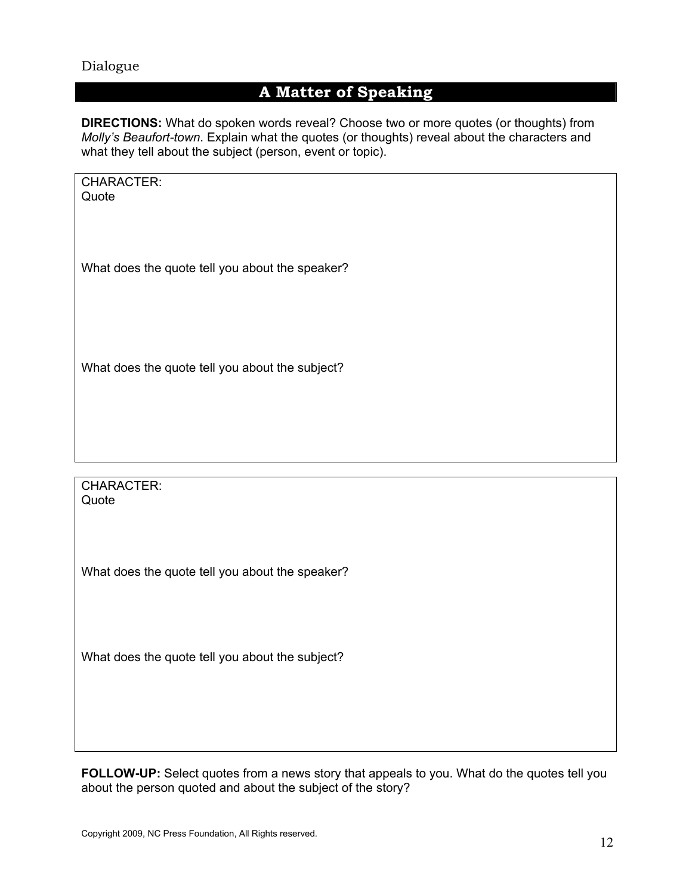Dialogue

# A Matter of Speaking

**DIRECTIONS:** What do spoken words reveal? Choose two or more quotes (or thoughts) from *Molly's Beaufort-town*. Explain what the quotes (or thoughts) reveal about the characters and what they tell about the subject (person, event or topic).

CHARACTER:
Quote

What does the quote tell you about the speaker?

What does the quote tell you about the subject?

CHARACTER:
Quote

What does the quote tell you about the speaker?

What does the quote tell you about the subject?

**FOLLOW-UP:** Select quotes from a news story that appeals to you. What do the quotes tell you about the person quoted and about the subject of the story?

Copyright 2009, NC Press Foundation, All Rights reserved.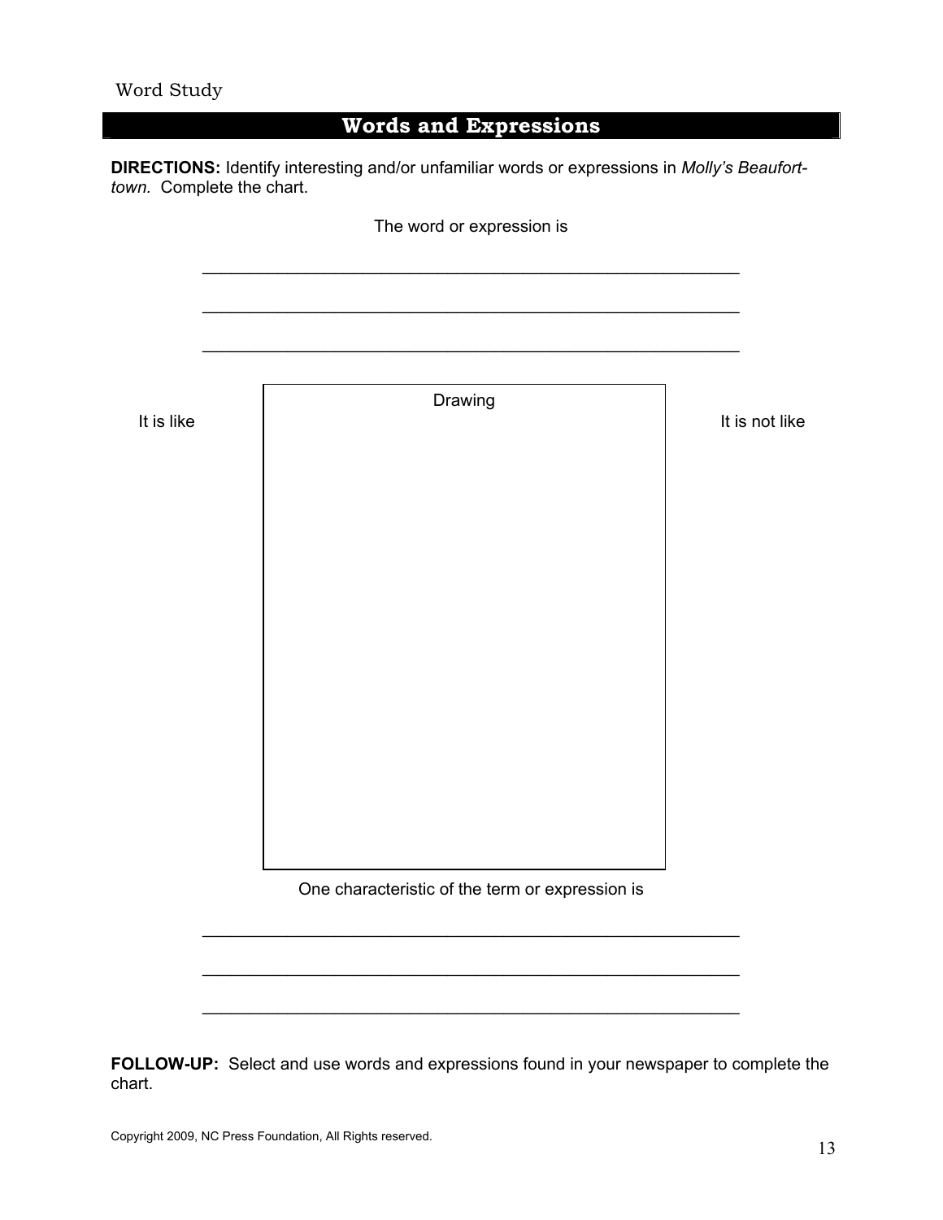Word Study

## Words and Expressions

**DIRECTIONS:** Identify interesting and/or unfamiliar words or expressions in *Molly's Beaufort-town.* Complete the chart.

The word or expression is

\_\_\_\_\_\_\_\_\_\_\_\_\_\_\_\_\_\_\_\_\_\_\_\_\_\_\_\_\_\_\_\_\_\_\_\_\_\_\_\_\_\_\_\_\_\_\_\_\_\_\_\_\_\_\_\_\_\_

\_\_\_\_\_\_\_\_\_\_\_\_\_\_\_\_\_\_\_\_\_\_\_\_\_\_\_\_\_\_\_\_\_\_\_\_\_\_\_\_\_\_\_\_\_\_\_\_\_\_\_\_\_\_\_\_\_\_

\_\_\_\_\_\_\_\_\_\_\_\_\_\_\_\_\_\_\_\_\_\_\_\_\_\_\_\_\_\_\_\_\_\_\_\_\_\_\_\_\_\_\_\_\_\_\_\_\_\_\_\_\_\_\_\_\_\_

| It is like | Drawing | It is not like |
| --- | --- | --- |
| | | |

One characteristic of the term or expression is

\_\_\_\_\_\_\_\_\_\_\_\_\_\_\_\_\_\_\_\_\_\_\_\_\_\_\_\_\_\_\_\_\_\_\_\_\_\_\_\_\_\_\_\_\_\_\_\_\_\_\_\_\_\_\_\_\_\_

\_\_\_\_\_\_\_\_\_\_\_\_\_\_\_\_\_\_\_\_\_\_\_\_\_\_\_\_\_\_\_\_\_\_\_\_\_\_\_\_\_\_\_\_\_\_\_\_\_\_\_\_\_\_\_\_\_\_

\_\_\_\_\_\_\_\_\_\_\_\_\_\_\_\_\_\_\_\_\_\_\_\_\_\_\_\_\_\_\_\_\_\_\_\_\_\_\_\_\_\_\_\_\_\_\_\_\_\_\_\_\_\_\_\_\_\_

**FOLLOW-UP:** Select and use words and expressions found in your newspaper to complete the chart.

Copyright 2009, NC Press Foundation, All Rights reserved.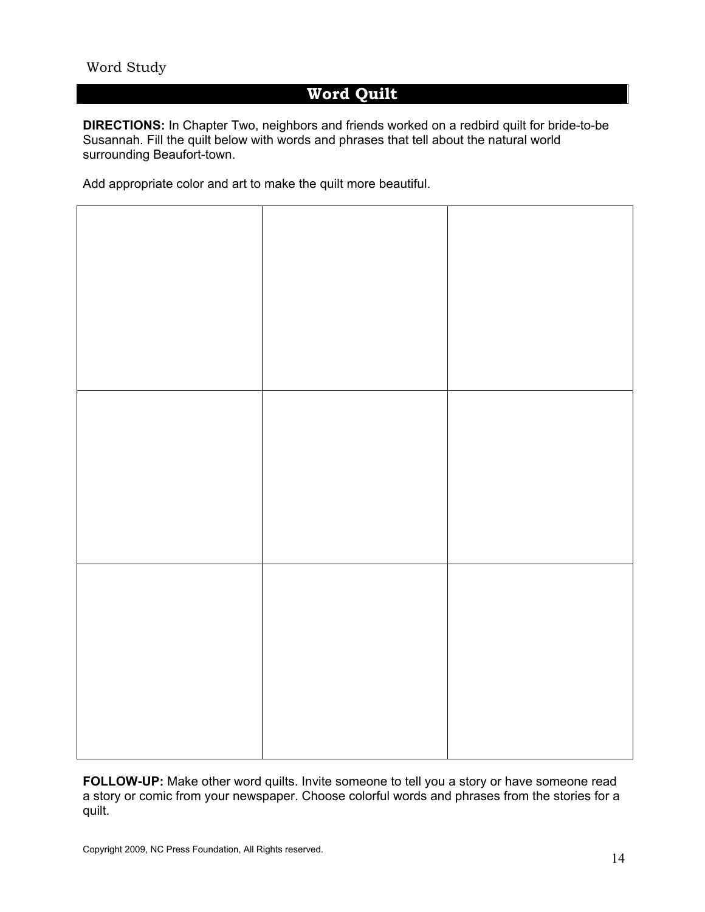Word Study

## Word Quilt

**DIRECTIONS:** In Chapter Two, neighbors and friends worked on a redbird quilt for bride-to-be Susannah. Fill the quilt below with words and phrases that tell about the natural world surrounding Beaufort-town.

Add appropriate color and art to make the quilt more beautiful.

| | | |
|---|---|---|
| | | |
| | | |
| | | |

**FOLLOW-UP:** Make other word quilts. Invite someone to tell you a story or have someone read a story or comic from your newspaper. Choose colorful words and phrases from the stories for a quilt.

Copyright 2009, NC Press Foundation, All Rights reserved.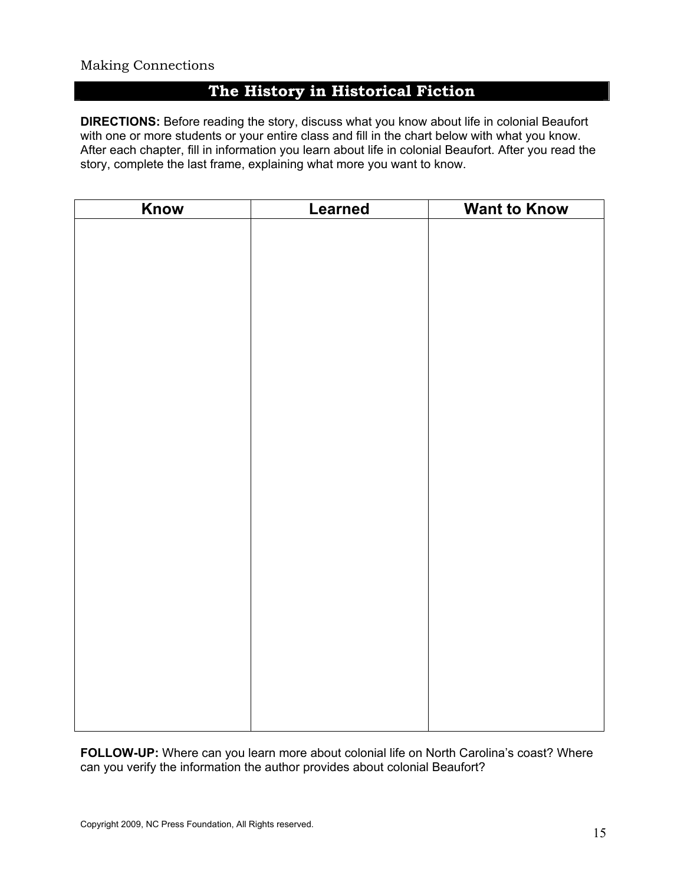Making Connections

# The History in Historical Fiction

**DIRECTIONS:** Before reading the story, discuss what you know about life in colonial Beaufort with one or more students or your entire class and fill in the chart below with what you know. After each chapter, fill in information you learn about life in colonial Beaufort. After you read the story, complete the last frame, explaining what more you want to know.

| Know | Learned | Want to Know |
| --- | --- | --- |
| | | |

**FOLLOW-UP:** Where can you learn more about colonial life on North Carolina's coast? Where can you verify the information the author provides about colonial Beaufort?

Copyright 2009, NC Press Foundation, All Rights reserved.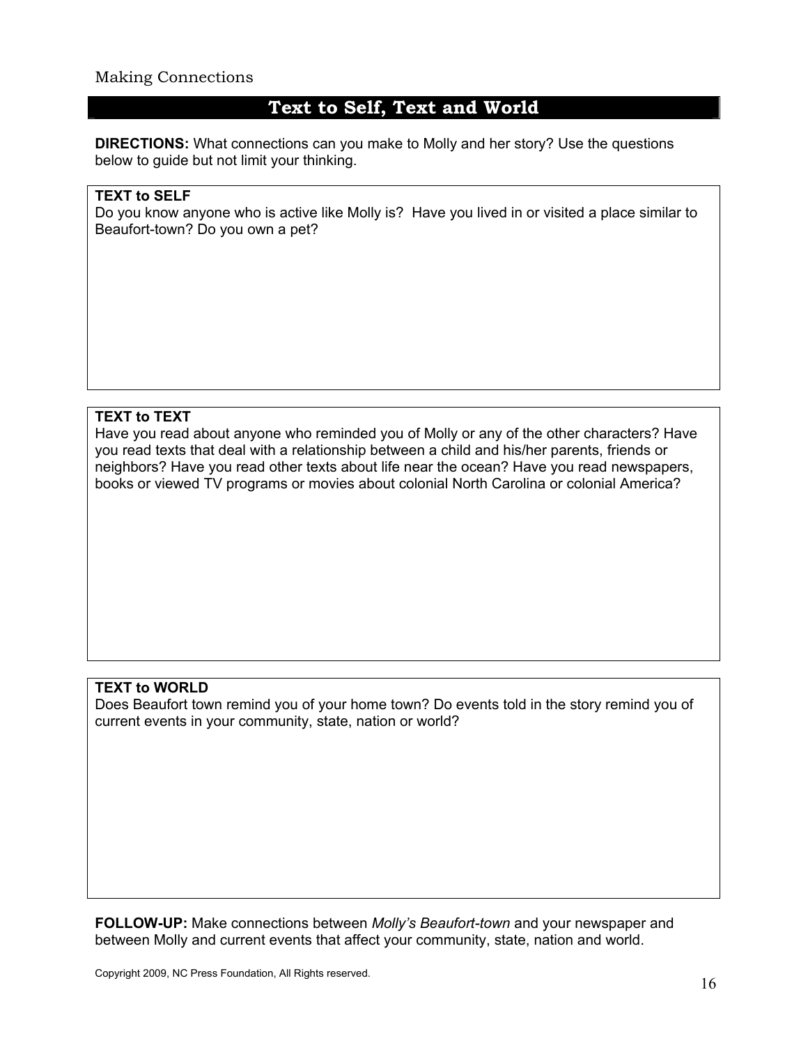Making Connections

## Text to Self, Text and World

**DIRECTIONS:** What connections can you make to Molly and her story? Use the questions below to guide but not limit your thinking.

**TEXT to SELF**
Do you know anyone who is active like Molly is? Have you lived in or visited a place similar to Beaufort-town? Do you own a pet?

**TEXT to TEXT**
Have you read about anyone who reminded you of Molly or any of the other characters? Have you read texts that deal with a relationship between a child and his/her parents, friends or neighbors? Have you read other texts about life near the ocean? Have you read newspapers, books or viewed TV programs or movies about colonial North Carolina or colonial America?

**TEXT to WORLD**
Does Beaufort town remind you of your home town? Do events told in the story remind you of current events in your community, state, nation or world?

**FOLLOW-UP:** Make connections between *Molly's Beaufort-town* and your newspaper and between Molly and current events that affect your community, state, nation and world.

Copyright 2009, NC Press Foundation, All Rights reserved.